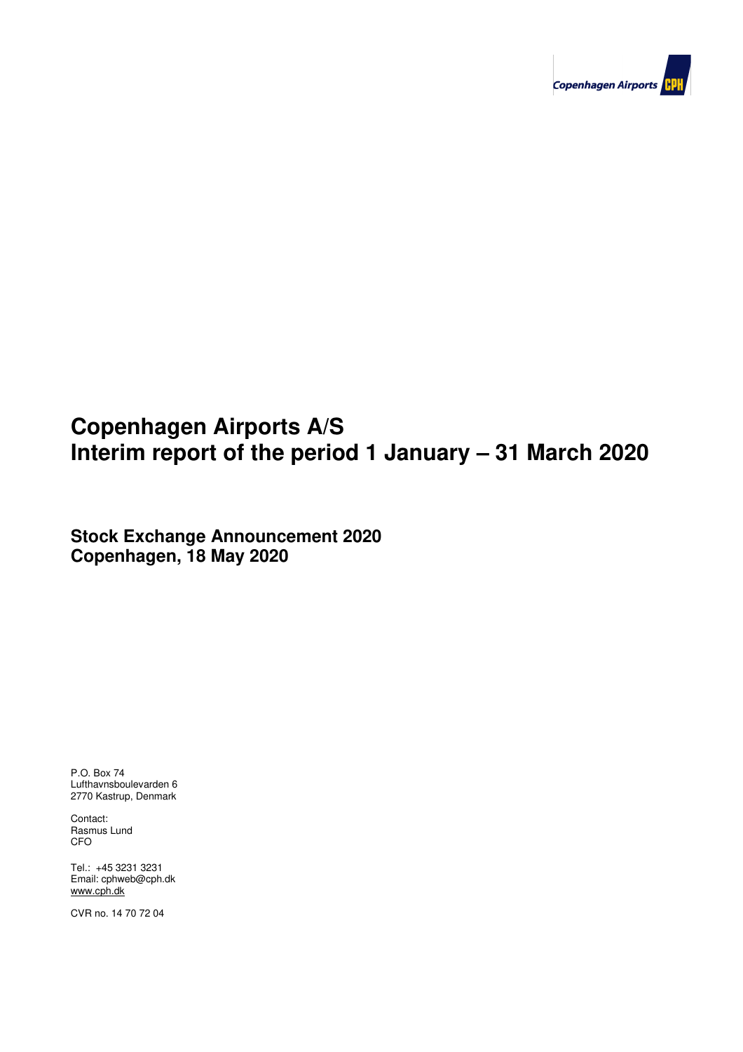# Copenhagen Airports A/S
# Interim report of the period 1 January – 31 March 2020

**Stock Exchange Announcement 2020**
**Copenhagen, 18 May 2020**

P.O. Box 74
Lufthavnsboulevarden 6
2770 Kastrup, Denmark

Contact:
Rasmus Lund
CFO

Tel.: +45 3231 3231
Email: cphweb@cph.dk
www.cph.dk

CVR no. 14 70 72 04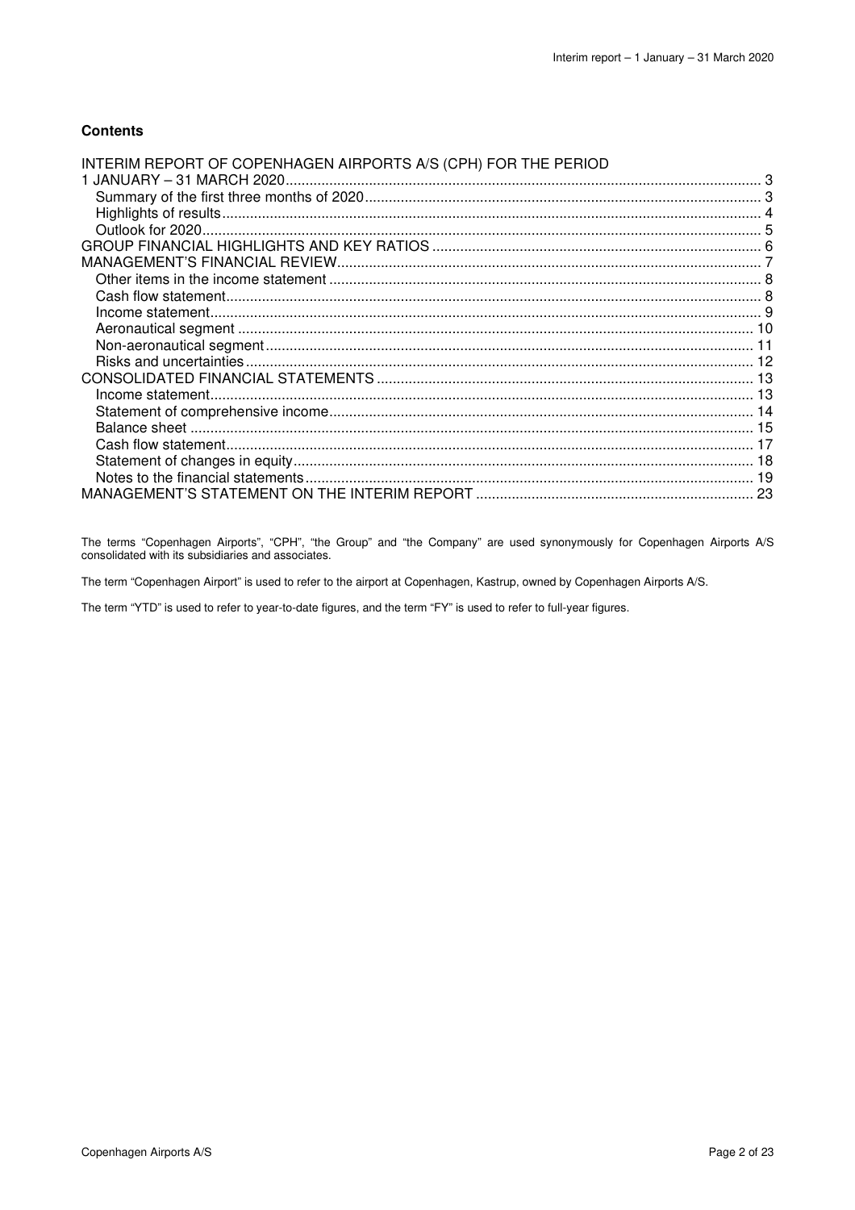**Contents**

INTERIM REPORT OF COPENHAGEN AIRPORTS A/S (CPH) FOR THE PERIOD 1 JANUARY – 31 MARCH 2020 ..... 3
- Summary of the first three months of 2020 ..... 3
- Highlights of results ..... 4
- Outlook for 2020 ..... 5

GROUP FINANCIAL HIGHLIGHTS AND KEY RATIOS ..... 6

MANAGEMENT'S FINANCIAL REVIEW ..... 7
- Other items in the income statement ..... 8
- Cash flow statement ..... 8
- Income statement ..... 9
- Aeronautical segment ..... 10
- Non-aeronautical segment ..... 11
- Risks and uncertainties ..... 12

CONSOLIDATED FINANCIAL STATEMENTS ..... 13
- Income statement ..... 13
- Statement of comprehensive income ..... 14
- Balance sheet ..... 15
- Cash flow statement ..... 17
- Statement of changes in equity ..... 18
- Notes to the financial statements ..... 19

MANAGEMENT'S STATEMENT ON THE INTERIM REPORT ..... 23

The terms "Copenhagen Airports", "CPH", "the Group" and "the Company" are used synonymously for Copenhagen Airports A/S consolidated with its subsidiaries and associates.

The term "Copenhagen Airport" is used to refer to the airport at Copenhagen, Kastrup, owned by Copenhagen Airports A/S.

The term "YTD" is used to refer to year-to-date figures, and the term "FY" is used to refer to full-year figures.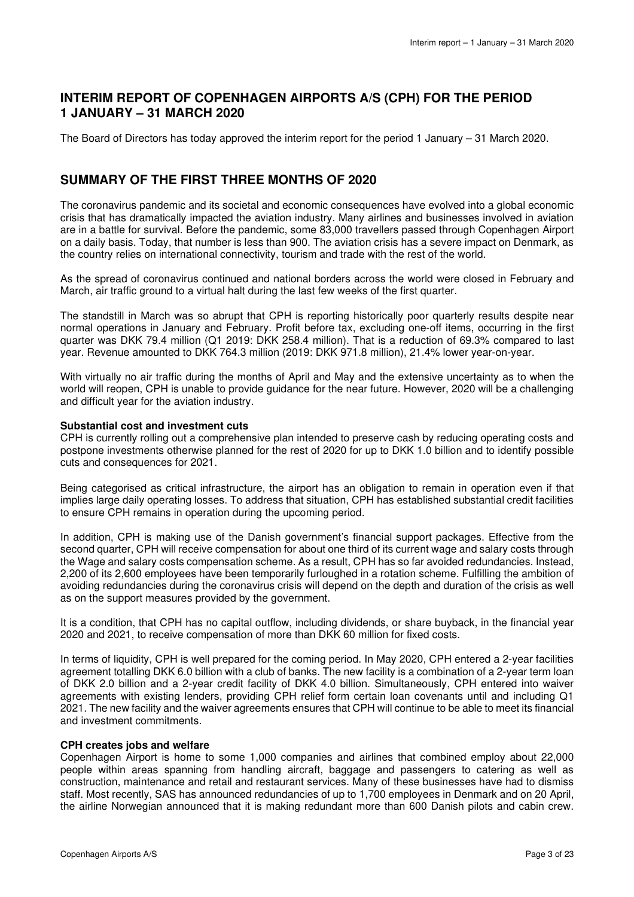## INTERIM REPORT OF COPENHAGEN AIRPORTS A/S (CPH) FOR THE PERIOD 1 JANUARY – 31 MARCH 2020

The Board of Directors has today approved the interim report for the period 1 January – 31 March 2020.

## SUMMARY OF THE FIRST THREE MONTHS OF 2020

The coronavirus pandemic and its societal and economic consequences have evolved into a global economic crisis that has dramatically impacted the aviation industry. Many airlines and businesses involved in aviation are in a battle for survival. Before the pandemic, some 83,000 travellers passed through Copenhagen Airport on a daily basis. Today, that number is less than 900. The aviation crisis has a severe impact on Denmark, as the country relies on international connectivity, tourism and trade with the rest of the world.

As the spread of coronavirus continued and national borders across the world were closed in February and March, air traffic ground to a virtual halt during the last few weeks of the first quarter.

The standstill in March was so abrupt that CPH is reporting historically poor quarterly results despite near normal operations in January and February. Profit before tax, excluding one-off items, occurring in the first quarter was DKK 79.4 million (Q1 2019: DKK 258.4 million). That is a reduction of 69.3% compared to last year. Revenue amounted to DKK 764.3 million (2019: DKK 971.8 million), 21.4% lower year-on-year.

With virtually no air traffic during the months of April and May and the extensive uncertainty as to when the world will reopen, CPH is unable to provide guidance for the near future. However, 2020 will be a challenging and difficult year for the aviation industry.

**Substantial cost and investment cuts**

CPH is currently rolling out a comprehensive plan intended to preserve cash by reducing operating costs and postpone investments otherwise planned for the rest of 2020 for up to DKK 1.0 billion and to identify possible cuts and consequences for 2021.

Being categorised as critical infrastructure, the airport has an obligation to remain in operation even if that implies large daily operating losses. To address that situation, CPH has established substantial credit facilities to ensure CPH remains in operation during the upcoming period.

In addition, CPH is making use of the Danish government's financial support packages. Effective from the second quarter, CPH will receive compensation for about one third of its current wage and salary costs through the Wage and salary costs compensation scheme. As a result, CPH has so far avoided redundancies. Instead, 2,200 of its 2,600 employees have been temporarily furloughed in a rotation scheme. Fulfilling the ambition of avoiding redundancies during the coronavirus crisis will depend on the depth and duration of the crisis as well as on the support measures provided by the government.

It is a condition, that CPH has no capital outflow, including dividends, or share buyback, in the financial year 2020 and 2021, to receive compensation of more than DKK 60 million for fixed costs.

In terms of liquidity, CPH is well prepared for the coming period. In May 2020, CPH entered a 2-year facilities agreement totalling DKK 6.0 billion with a club of banks. The new facility is a combination of a 2-year term loan of DKK 2.0 billion and a 2-year credit facility of DKK 4.0 billion. Simultaneously, CPH entered into waiver agreements with existing lenders, providing CPH relief form certain loan covenants until and including Q1 2021. The new facility and the waiver agreements ensures that CPH will continue to be able to meet its financial and investment commitments.

**CPH creates jobs and welfare**

Copenhagen Airport is home to some 1,000 companies and airlines that combined employ about 22,000 people within areas spanning from handling aircraft, baggage and passengers to catering as well as construction, maintenance and retail and restaurant services. Many of these businesses have had to dismiss staff. Most recently, SAS has announced redundancies of up to 1,700 employees in Denmark and on 20 April, the airline Norwegian announced that it is making redundant more than 600 Danish pilots and cabin crew.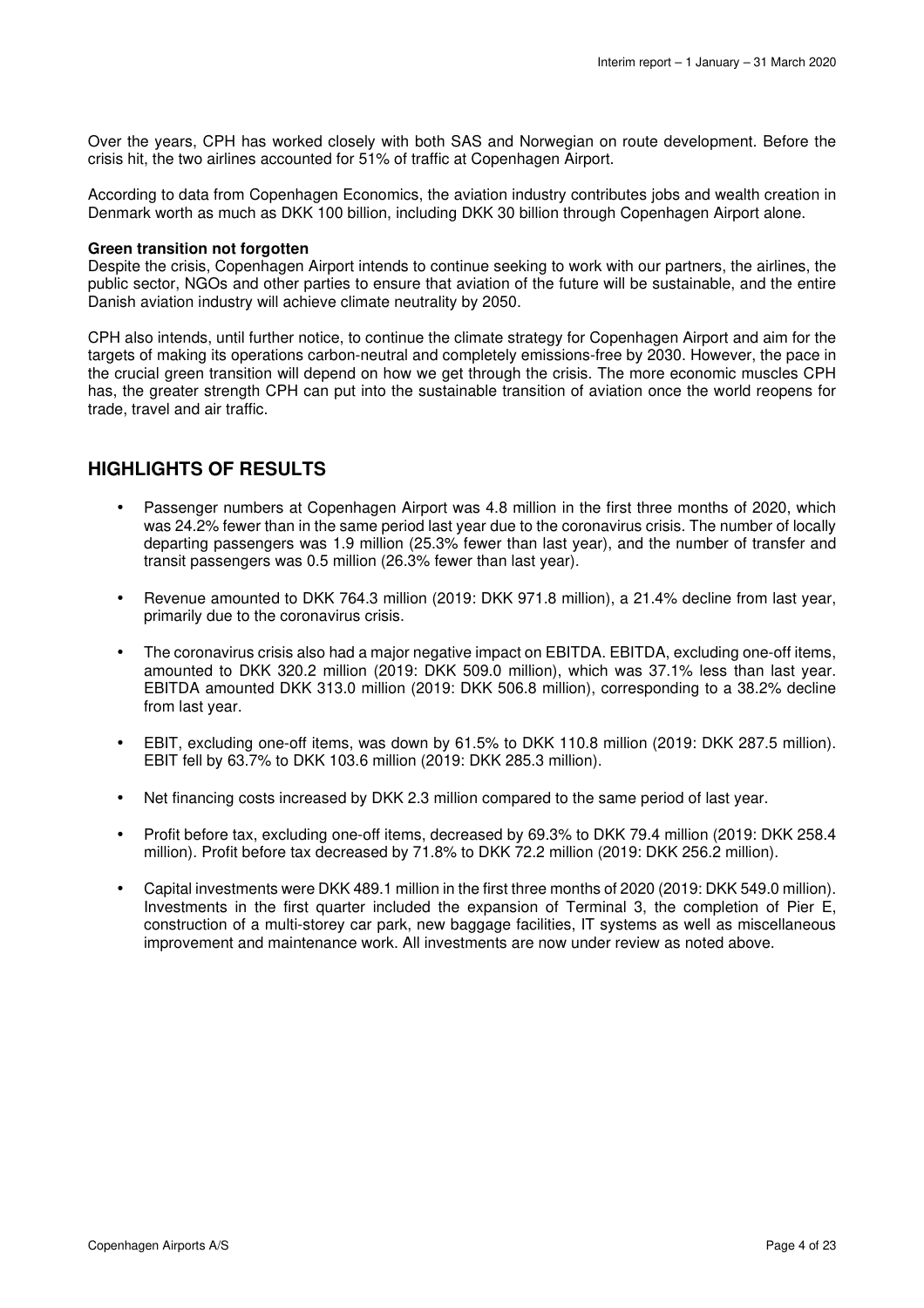Over the years, CPH has worked closely with both SAS and Norwegian on route development. Before the crisis hit, the two airlines accounted for 51% of traffic at Copenhagen Airport.

According to data from Copenhagen Economics, the aviation industry contributes jobs and wealth creation in Denmark worth as much as DKK 100 billion, including DKK 30 billion through Copenhagen Airport alone.

**Green transition not forgotten**

Despite the crisis, Copenhagen Airport intends to continue seeking to work with our partners, the airlines, the public sector, NGOs and other parties to ensure that aviation of the future will be sustainable, and the entire Danish aviation industry will achieve climate neutrality by 2050.

CPH also intends, until further notice, to continue the climate strategy for Copenhagen Airport and aim for the targets of making its operations carbon-neutral and completely emissions-free by 2030. However, the pace in the crucial green transition will depend on how we get through the crisis. The more economic muscles CPH has, the greater strength CPH can put into the sustainable transition of aviation once the world reopens for trade, travel and air traffic.

## HIGHLIGHTS OF RESULTS

- Passenger numbers at Copenhagen Airport was 4.8 million in the first three months of 2020, which was 24.2% fewer than in the same period last year due to the coronavirus crisis. The number of locally departing passengers was 1.9 million (25.3% fewer than last year), and the number of transfer and transit passengers was 0.5 million (26.3% fewer than last year).
- Revenue amounted to DKK 764.3 million (2019: DKK 971.8 million), a 21.4% decline from last year, primarily due to the coronavirus crisis.
- The coronavirus crisis also had a major negative impact on EBITDA. EBITDA, excluding one-off items, amounted to DKK 320.2 million (2019: DKK 509.0 million), which was 37.1% less than last year. EBITDA amounted DKK 313.0 million (2019: DKK 506.8 million), corresponding to a 38.2% decline from last year.
- EBIT, excluding one-off items, was down by 61.5% to DKK 110.8 million (2019: DKK 287.5 million). EBIT fell by 63.7% to DKK 103.6 million (2019: DKK 285.3 million).
- Net financing costs increased by DKK 2.3 million compared to the same period of last year.
- Profit before tax, excluding one-off items, decreased by 69.3% to DKK 79.4 million (2019: DKK 258.4 million). Profit before tax decreased by 71.8% to DKK 72.2 million (2019: DKK 256.2 million).
- Capital investments were DKK 489.1 million in the first three months of 2020 (2019: DKK 549.0 million). Investments in the first quarter included the expansion of Terminal 3, the completion of Pier E, construction of a multi-storey car park, new baggage facilities, IT systems as well as miscellaneous improvement and maintenance work. All investments are now under review as noted above.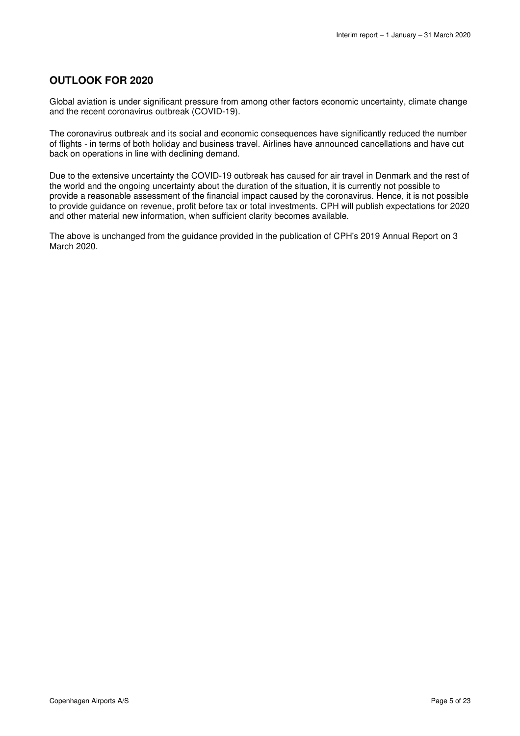## OUTLOOK FOR 2020

Global aviation is under significant pressure from among other factors economic uncertainty, climate change and the recent coronavirus outbreak (COVID-19).

The coronavirus outbreak and its social and economic consequences have significantly reduced the number of flights - in terms of both holiday and business travel. Airlines have announced cancellations and have cut back on operations in line with declining demand.

Due to the extensive uncertainty the COVID-19 outbreak has caused for air travel in Denmark and the rest of the world and the ongoing uncertainty about the duration of the situation, it is currently not possible to provide a reasonable assessment of the financial impact caused by the coronavirus. Hence, it is not possible to provide guidance on revenue, profit before tax or total investments. CPH will publish expectations for 2020 and other material new information, when sufficient clarity becomes available.

The above is unchanged from the guidance provided in the publication of CPH's 2019 Annual Report on 3 March 2020.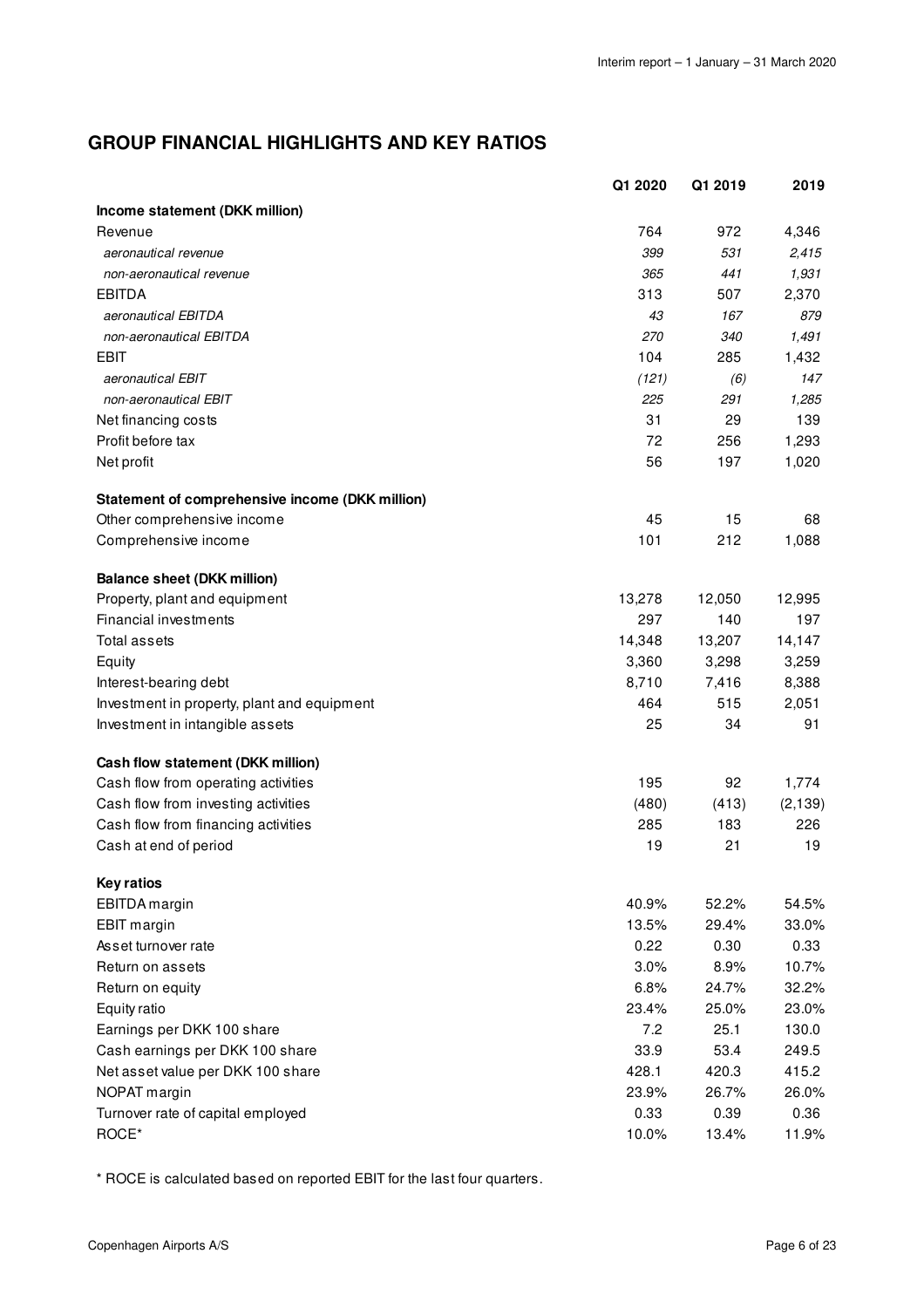## GROUP FINANCIAL HIGHLIGHTS AND KEY RATIOS

| | Q1 2020 | Q1 2019 | 2019 |
|---|---|---|---|
| **Income statement (DKK million)** | | | |
| Revenue | 764 | 972 | 4,346 |
| *aeronautical revenue* | *399* | *531* | *2,415* |
| *non-aeronautical revenue* | *365* | *441* | *1,931* |
| EBITDA | 313 | 507 | 2,370 |
| *aeronautical EBITDA* | *43* | *167* | *879* |
| *non-aeronautical EBITDA* | *270* | *340* | *1,491* |
| EBIT | 104 | 285 | 1,432 |
| *aeronautical EBIT* | *(121)* | *(6)* | *147* |
| *non-aeronautical EBIT* | *225* | *291* | *1,285* |
| Net financing costs | 31 | 29 | 139 |
| Profit before tax | 72 | 256 | 1,293 |
| Net profit | 56 | 197 | 1,020 |
| **Statement of comprehensive income (DKK million)** | | | |
| Other comprehensive income | 45 | 15 | 68 |
| Comprehensive income | 101 | 212 | 1,088 |
| **Balance sheet (DKK million)** | | | |
| Property, plant and equipment | 13,278 | 12,050 | 12,995 |
| Financial investments | 297 | 140 | 197 |
| Total assets | 14,348 | 13,207 | 14,147 |
| Equity | 3,360 | 3,298 | 3,259 |
| Interest-bearing debt | 8,710 | 7,416 | 8,388 |
| Investment in property, plant and equipment | 464 | 515 | 2,051 |
| Investment in intangible assets | 25 | 34 | 91 |
| **Cash flow statement (DKK million)** | | | |
| Cash flow from operating activities | 195 | 92 | 1,774 |
| Cash flow from investing activities | (480) | (413) | (2,139) |
| Cash flow from financing activities | 285 | 183 | 226 |
| Cash at end of period | 19 | 21 | 19 |
| **Key ratios** | | | |
| EBITDA margin | 40.9% | 52.2% | 54.5% |
| EBIT margin | 13.5% | 29.4% | 33.0% |
| Asset turnover rate | 0.22 | 0.30 | 0.33 |
| Return on assets | 3.0% | 8.9% | 10.7% |
| Return on equity | 6.8% | 24.7% | 32.2% |
| Equity ratio | 23.4% | 25.0% | 23.0% |
| Earnings per DKK 100 share | 7.2 | 25.1 | 130.0 |
| Cash earnings per DKK 100 share | 33.9 | 53.4 | 249.5 |
| Net asset value per DKK 100 share | 428.1 | 420.3 | 415.2 |
| NOPAT margin | 23.9% | 26.7% | 26.0% |
| Turnover rate of capital employed | 0.33 | 0.39 | 0.36 |
| ROCE* | 10.0% | 13.4% | 11.9% |

\* ROCE is calculated based on reported EBIT for the last four quarters.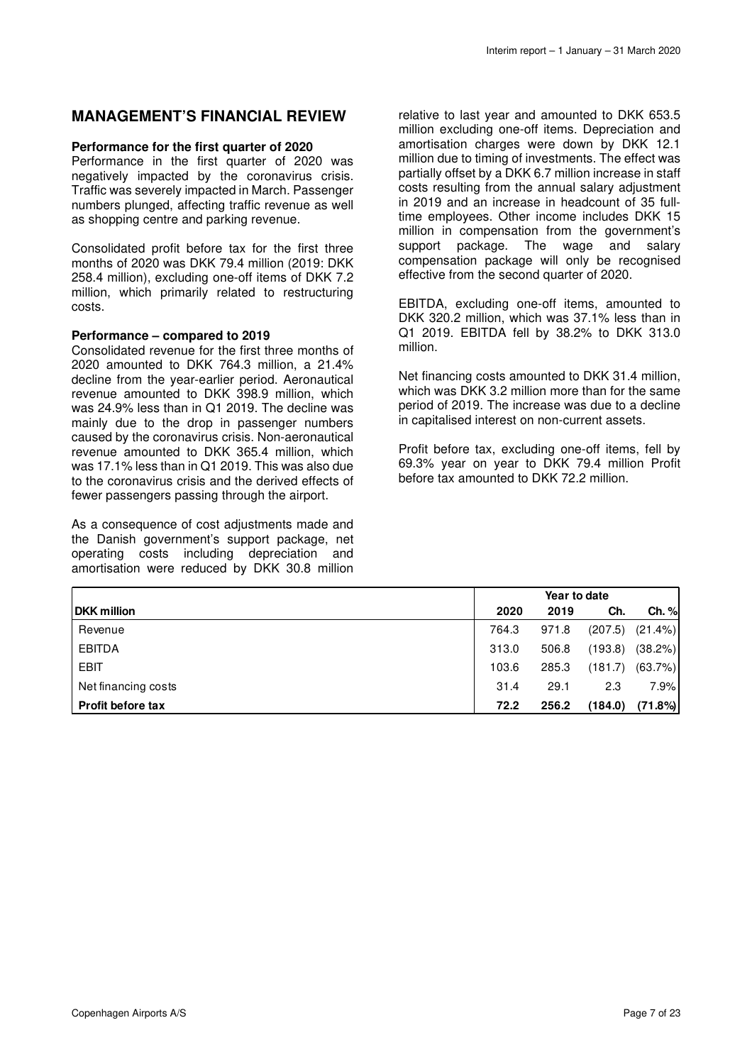## MANAGEMENT'S FINANCIAL REVIEW

**Performance for the first quarter of 2020**

Performance in the first quarter of 2020 was negatively impacted by the coronavirus crisis. Traffic was severely impacted in March. Passenger numbers plunged, affecting traffic revenue as well as shopping centre and parking revenue.

Consolidated profit before tax for the first three months of 2020 was DKK 79.4 million (2019: DKK 258.4 million), excluding one-off items of DKK 7.2 million, which primarily related to restructuring costs.

**Performance – compared to 2019**

Consolidated revenue for the first three months of 2020 amounted to DKK 764.3 million, a 21.4% decline from the year-earlier period. Aeronautical revenue amounted to DKK 398.9 million, which was 24.9% less than in Q1 2019. The decline was mainly due to the drop in passenger numbers caused by the coronavirus crisis. Non-aeronautical revenue amounted to DKK 365.4 million, which was 17.1% less than in Q1 2019. This was also due to the coronavirus crisis and the derived effects of fewer passengers passing through the airport.

As a consequence of cost adjustments made and the Danish government's support package, net operating costs including depreciation and amortisation were reduced by DKK 30.8 million relative to last year and amounted to DKK 653.5 million excluding one-off items. Depreciation and amortisation charges were down by DKK 12.1 million due to timing of investments. The effect was partially offset by a DKK 6.7 million increase in staff costs resulting from the annual salary adjustment in 2019 and an increase in headcount of 35 full-time employees. Other income includes DKK 15 million in compensation from the government's support package. The wage and salary compensation package will only be recognised effective from the second quarter of 2020.

EBITDA, excluding one-off items, amounted to DKK 320.2 million, which was 37.1% less than in Q1 2019. EBITDA fell by 38.2% to DKK 313.0 million.

Net financing costs amounted to DKK 31.4 million, which was DKK 3.2 million more than for the same period of 2019. The increase was due to a decline in capitalised interest on non-current assets.

Profit before tax, excluding one-off items, fell by 69.3% year on year to DKK 79.4 million Profit before tax amounted to DKK 72.2 million.

| | Year to date | | | |
|---|---|---|---|---|
| **DKK million** | **2020** | **2019** | **Ch.** | **Ch. %** |
| Revenue | 764.3 | 971.8 | (207.5) | (21.4%) |
| EBITDA | 313.0 | 506.8 | (193.8) | (38.2%) |
| EBIT | 103.6 | 285.3 | (181.7) | (63.7%) |
| Net financing costs | 31.4 | 29.1 | 2.3 | 7.9% |
| **Profit before tax** | **72.2** | **256.2** | **(184.0)** | **(71.8%)** |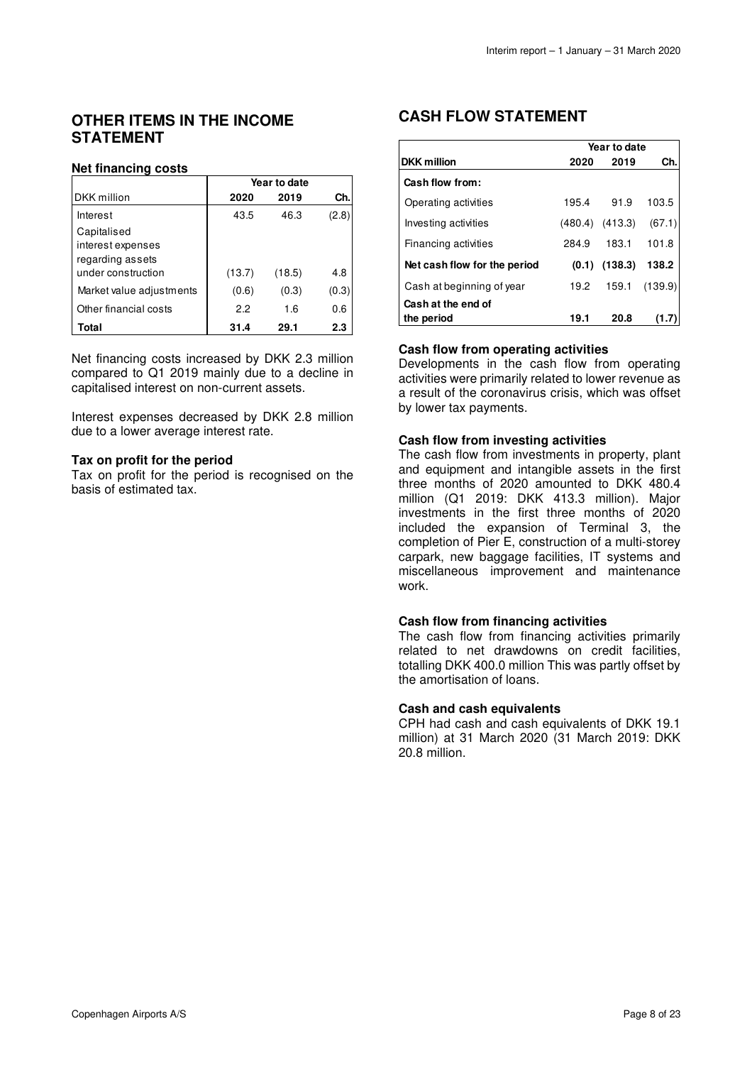## OTHER ITEMS IN THE INCOME STATEMENT

### Net financing costs

| | Year to date | | |
|---|---|---|---|
| DKK million | 2020 | 2019 | Ch. |
| Interest | 43.5 | 46.3 | (2.8) |
| Capitalised interest expenses regarding assets under construction | (13.7) | (18.5) | 4.8 |
| Market value adjustments | (0.6) | (0.3) | (0.3) |
| Other financial costs | 2.2 | 1.6 | 0.6 |
| **Total** | **31.4** | **29.1** | **2.3** |

Net financing costs increased by DKK 2.3 million compared to Q1 2019 mainly due to a decline in capitalised interest on non-current assets.

Interest expenses decreased by DKK 2.8 million due to a lower average interest rate.

### Tax on profit for the period

Tax on profit for the period is recognised on the basis of estimated tax.

## CASH FLOW STATEMENT

| | Year to date | | |
|---|---|---|---|
| **DKK million** | **2020** | **2019** | **Ch.** |
| **Cash flow from:** | | | |
| Operating activities | 195.4 | 91.9 | 103.5 |
| Investing activities | (480.4) | (413.3) | (67.1) |
| Financing activities | 284.9 | 183.1 | 101.8 |
| **Net cash flow for the period** | **(0.1)** | **(138.3)** | **138.2** |
| Cash at beginning of year | 19.2 | 159.1 | (139.9) |
| **Cash at the end of the period** | **19.1** | **20.8** | **(1.7)** |

### Cash flow from operating activities

Developments in the cash flow from operating activities were primarily related to lower revenue as a result of the coronavirus crisis, which was offset by lower tax payments.

### Cash flow from investing activities

The cash flow from investments in property, plant and equipment and intangible assets in the first three months of 2020 amounted to DKK 480.4 million (Q1 2019: DKK 413.3 million). Major investments in the first three months of 2020 included the expansion of Terminal 3, the completion of Pier E, construction of a multi-storey carpark, new baggage facilities, IT systems and miscellaneous improvement and maintenance work.

### Cash flow from financing activities

The cash flow from financing activities primarily related to net drawdowns on credit facilities, totalling DKK 400.0 million This was partly offset by the amortisation of loans.

### Cash and cash equivalents

CPH had cash and cash equivalents of DKK 19.1 million) at 31 March 2020 (31 March 2019: DKK 20.8 million.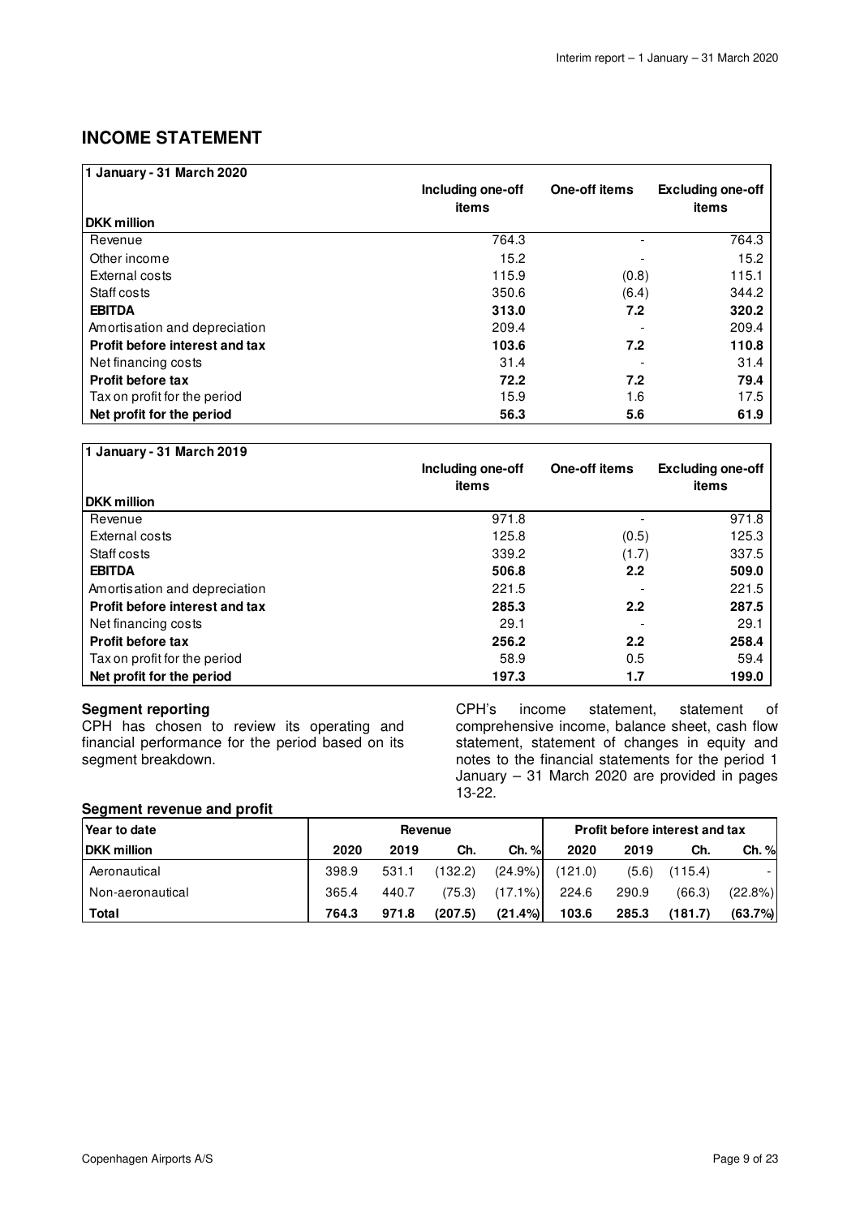## INCOME STATEMENT

| 1 January - 31 March 2020 | Including one-off items | One-off items | Excluding one-off items |
|---|---|---|---|
| **DKK million** | | | |
| Revenue | 764.3 | - | 764.3 |
| Other income | 15.2 | - | 15.2 |
| External costs | 115.9 | (0.8) | 115.1 |
| Staff costs | 350.6 | (6.4) | 344.2 |
| **EBITDA** | **313.0** | **7.2** | **320.2** |
| Amortisation and depreciation | 209.4 | - | 209.4 |
| **Profit before interest and tax** | **103.6** | **7.2** | **110.8** |
| Net financing costs | 31.4 | - | 31.4 |
| **Profit before tax** | **72.2** | **7.2** | **79.4** |
| Tax on profit for the period | 15.9 | 1.6 | 17.5 |
| **Net profit for the period** | **56.3** | **5.6** | **61.9** |

| 1 January - 31 March 2019 | Including one-off items | One-off items | Excluding one-off items |
|---|---|---|---|
| **DKK million** | | | |
| Revenue | 971.8 | - | 971.8 |
| External costs | 125.8 | (0.5) | 125.3 |
| Staff costs | 339.2 | (1.7) | 337.5 |
| **EBITDA** | **506.8** | **2.2** | **509.0** |
| Amortisation and depreciation | 221.5 | - | 221.5 |
| **Profit before interest and tax** | **285.3** | **2.2** | **287.5** |
| Net financing costs | 29.1 | - | 29.1 |
| **Profit before tax** | **256.2** | **2.2** | **258.4** |
| Tax on profit for the period | 58.9 | 0.5 | 59.4 |
| **Net profit for the period** | **197.3** | **1.7** | **199.0** |

### Segment reporting

CPH has chosen to review its operating and financial performance for the period based on its segment breakdown.

CPH's income statement, statement of comprehensive income, balance sheet, cash flow statement, statement of changes in equity and notes to the financial statements for the period 1 January – 31 March 2020 are provided in pages 13-22.

### Segment revenue and profit

| Year to date | Revenue | | | | Profit before interest and tax | | | |
|---|---|---|---|---|---|---|---|---|
| **DKK million** | **2020** | **2019** | **Ch.** | **Ch. %** | **2020** | **2019** | **Ch.** | **Ch. %** |
| Aeronautical | 398.9 | 531.1 | (132.2) | (24.9%) | (121.0) | (5.6) | (115.4) | - |
| Non-aeronautical | 365.4 | 440.7 | (75.3) | (17.1%) | 224.6 | 290.9 | (66.3) | (22.8%) |
| **Total** | **764.3** | **971.8** | **(207.5)** | **(21.4%)** | **103.6** | **285.3** | **(181.7)** | **(63.7%)** |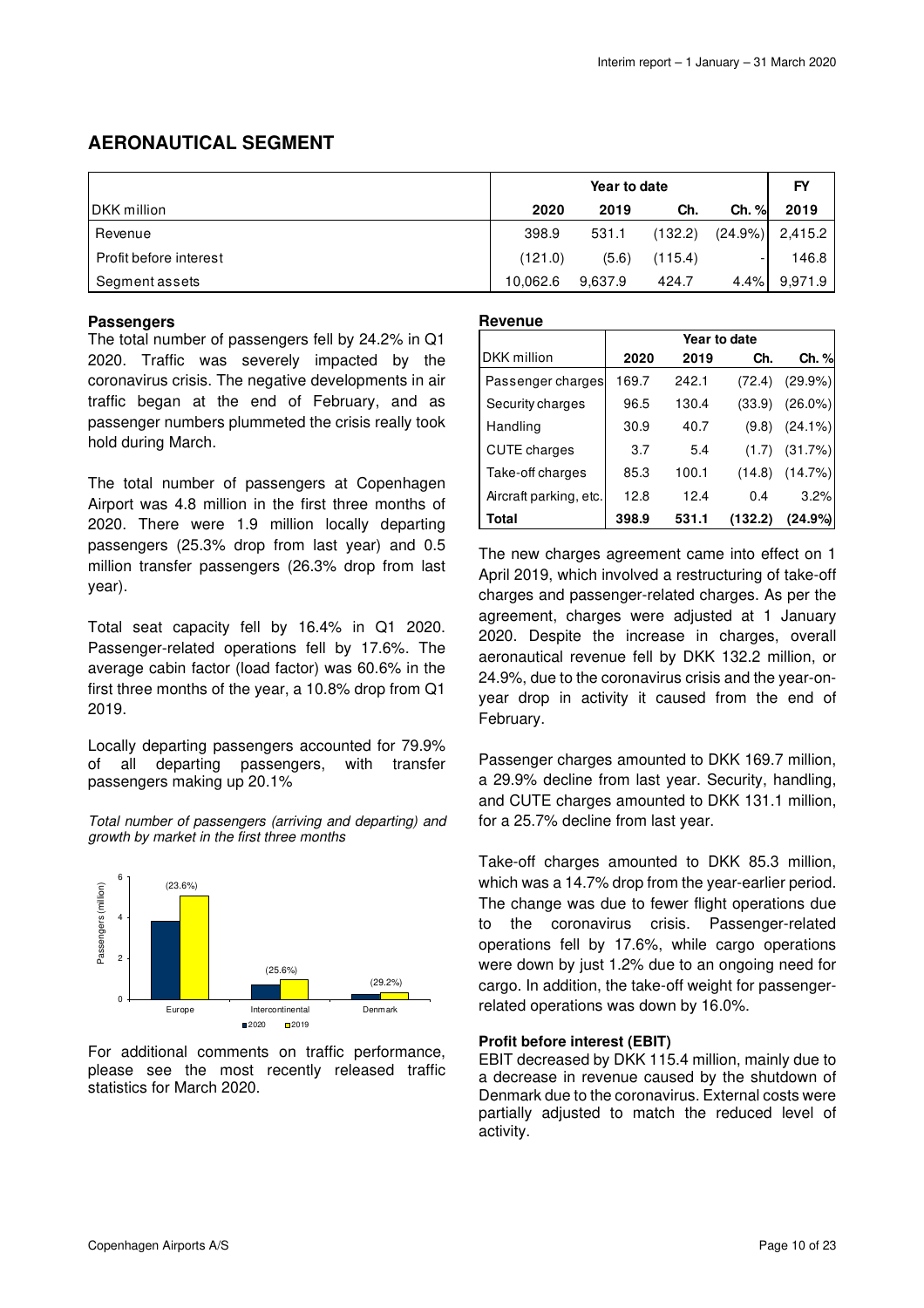## AERONAUTICAL SEGMENT

| DKK million | Year to date 2020 | Year to date 2019 | Ch. | Ch. % | FY 2019 |
|---|---|---|---|---|---|
| Revenue | 398.9 | 531.1 | (132.2) | (24.9%) | 2,415.2 |
| Profit before interest | (121.0) | (5.6) | (115.4) | - | 146.8 |
| Segment assets | 10,062.6 | 9,637.9 | 424.7 | 4.4% | 9,971.9 |

**Passengers**

The total number of passengers fell by 24.2% in Q1 2020. Traffic was severely impacted by the coronavirus crisis. The negative developments in air traffic began at the end of February, and as passenger numbers plummeted the crisis really took hold during March.

The total number of passengers at Copenhagen Airport was 4.8 million in the first three months of 2020. There were 1.9 million locally departing passengers (25.3% drop from last year) and 0.5 million transfer passengers (26.3% drop from last year).

Total seat capacity fell by 16.4% in Q1 2020. Passenger-related operations fell by 17.6%. The average cabin factor (load factor) was 60.6% in the first three months of the year, a 10.8% drop from Q1 2019.

Locally departing passengers accounted for 79.9% of all departing passengers, with transfer passengers making up 20.1%

*Total number of passengers (arriving and departing) and growth by market in the first three months*

| Passengers (million) | 2020 | 2019 | Growth |
|---|---|---|---|
| Europe | | | (23.6%) |
| Intercontinental | | | (25.6%) |
| Denmark | | | (29.2%) |

For additional comments on traffic performance, please see the most recently released traffic statistics for March 2020.

**Revenue**

| DKK million | Year to date 2020 | Year to date 2019 | Ch. | Ch. % |
|---|---|---|---|---|
| Passenger charges | 169.7 | 242.1 | (72.4) | (29.9%) |
| Security charges | 96.5 | 130.4 | (33.9) | (26.0%) |
| Handling | 30.9 | 40.7 | (9.8) | (24.1%) |
| CUTE charges | 3.7 | 5.4 | (1.7) | (31.7%) |
| Take-off charges | 85.3 | 100.1 | (14.8) | (14.7%) |
| Aircraft parking, etc. | 12.8 | 12.4 | 0.4 | 3.2% |
| **Total** | **398.9** | **531.1** | **(132.2)** | **(24.9%)** |

The new charges agreement came into effect on 1 April 2019, which involved a restructuring of take-off charges and passenger-related charges. As per the agreement, charges were adjusted at 1 January 2020. Despite the increase in charges, overall aeronautical revenue fell by DKK 132.2 million, or 24.9%, due to the coronavirus crisis and the year-on-year drop in activity it caused from the end of February.

Passenger charges amounted to DKK 169.7 million, a 29.9% decline from last year. Security, handling, and CUTE charges amounted to DKK 131.1 million, for a 25.7% decline from last year.

Take-off charges amounted to DKK 85.3 million, which was a 14.7% drop from the year-earlier period. The change was due to fewer flight operations due to the coronavirus crisis. Passenger-related operations fell by 17.6%, while cargo operations were down by just 1.2% due to an ongoing need for cargo. In addition, the take-off weight for passenger-related operations was down by 16.0%.

**Profit before interest (EBIT)**

EBIT decreased by DKK 115.4 million, mainly due to a decrease in revenue caused by the shutdown of Denmark due to the coronavirus. External costs were partially adjusted to match the reduced level of activity.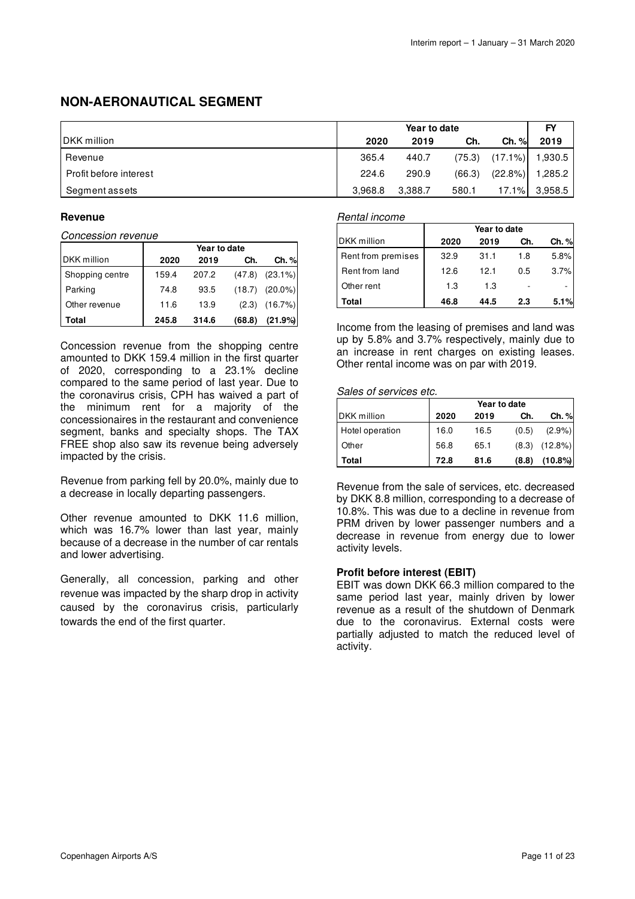## NON-AERONAUTICAL SEGMENT

| DKK million | Year to date | | | | FY |
|---|---|---|---|---|---|
| | 2020 | 2019 | Ch. | Ch. % | 2019 |
| Revenue | 365.4 | 440.7 | (75.3) | (17.1%) | 1,930.5 |
| Profit before interest | 224.6 | 290.9 | (66.3) | (22.8%) | 1,285.2 |
| Segment assets | 3,968.8 | 3,388.7 | 580.1 | 17.1% | 3,958.5 |

### Revenue

*Concession revenue*

| DKK million | Year to date | | | |
|---|---|---|---|---|
| | 2020 | 2019 | Ch. | Ch. % |
| Shopping centre | 159.4 | 207.2 | (47.8) | (23.1%) |
| Parking | 74.8 | 93.5 | (18.7) | (20.0%) |
| Other revenue | 11.6 | 13.9 | (2.3) | (16.7%) |
| **Total** | **245.8** | **314.6** | **(68.8)** | **(21.9%)** |

Concession revenue from the shopping centre amounted to DKK 159.4 million in the first quarter of 2020, corresponding to a 23.1% decline compared to the same period of last year. Due to the coronavirus crisis, CPH has waived a part of the minimum rent for a majority of the concessionaires in the restaurant and convenience segment, banks and specialty shops. The TAX FREE shop also saw its revenue being adversely impacted by the crisis.

Revenue from parking fell by 20.0%, mainly due to a decrease in locally departing passengers.

Other revenue amounted to DKK 11.6 million, which was 16.7% lower than last year, mainly because of a decrease in the number of car rentals and lower advertising.

Generally, all concession, parking and other revenue was impacted by the sharp drop in activity caused by the coronavirus crisis, particularly towards the end of the first quarter.

*Rental income*

| DKK million | Year to date | | | |
|---|---|---|---|---|
| | 2020 | 2019 | Ch. | Ch. % |
| Rent from premises | 32.9 | 31.1 | 1.8 | 5.8% |
| Rent from land | 12.6 | 12.1 | 0.5 | 3.7% |
| Other rent | 1.3 | 1.3 | - | - |
| **Total** | **46.8** | **44.5** | **2.3** | **5.1%** |

Income from the leasing of premises and land was up by 5.8% and 3.7% respectively, mainly due to an increase in rent charges on existing leases. Other rental income was on par with 2019.

*Sales of services etc.*

| DKK million | Year to date | | | |
|---|---|---|---|---|
| | 2020 | 2019 | Ch. | Ch. % |
| Hotel operation | 16.0 | 16.5 | (0.5) | (2.9%) |
| Other | 56.8 | 65.1 | (8.3) | (12.8%) |
| **Total** | **72.8** | **81.6** | **(8.8)** | **(10.8%)** |

Revenue from the sale of services, etc. decreased by DKK 8.8 million, corresponding to a decrease of 10.8%. This was due to a decline in revenue from PRM driven by lower passenger numbers and a decrease in revenue from energy due to lower activity levels.

### Profit before interest (EBIT)

EBIT was down DKK 66.3 million compared to the same period last year, mainly driven by lower revenue as a result of the shutdown of Denmark due to the coronavirus. External costs were partially adjusted to match the reduced level of activity.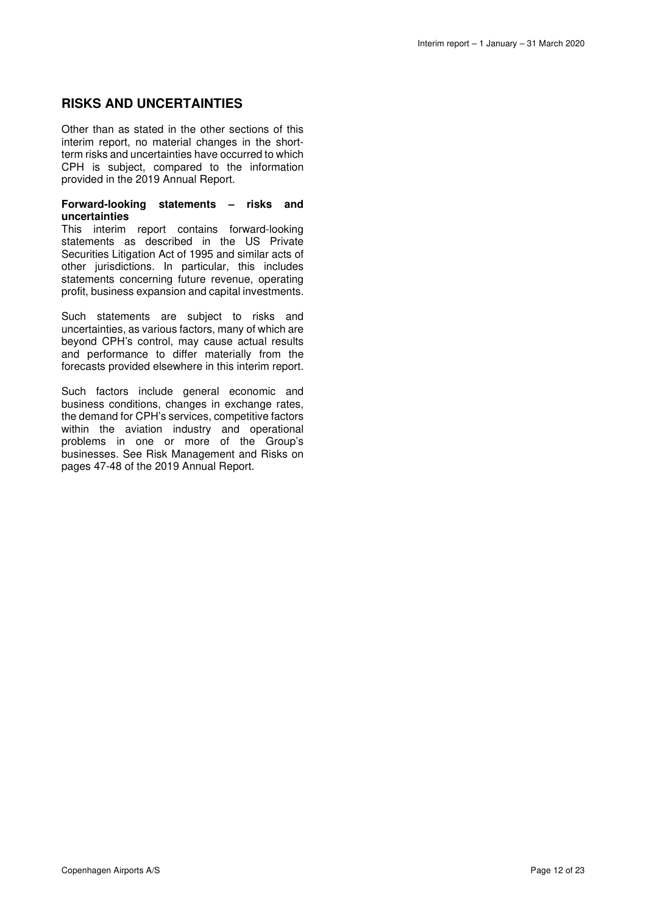## RISKS AND UNCERTAINTIES

Other than as stated in the other sections of this interim report, no material changes in the short-term risks and uncertainties have occurred to which CPH is subject, compared to the information provided in the 2019 Annual Report.

**Forward-looking statements – risks and uncertainties**

This interim report contains forward-looking statements as described in the US Private Securities Litigation Act of 1995 and similar acts of other jurisdictions. In particular, this includes statements concerning future revenue, operating profit, business expansion and capital investments.

Such statements are subject to risks and uncertainties, as various factors, many of which are beyond CPH's control, may cause actual results and performance to differ materially from the forecasts provided elsewhere in this interim report.

Such factors include general economic and business conditions, changes in exchange rates, the demand for CPH's services, competitive factors within the aviation industry and operational problems in one or more of the Group's businesses. See Risk Management and Risks on pages 47-48 of the 2019 Annual Report.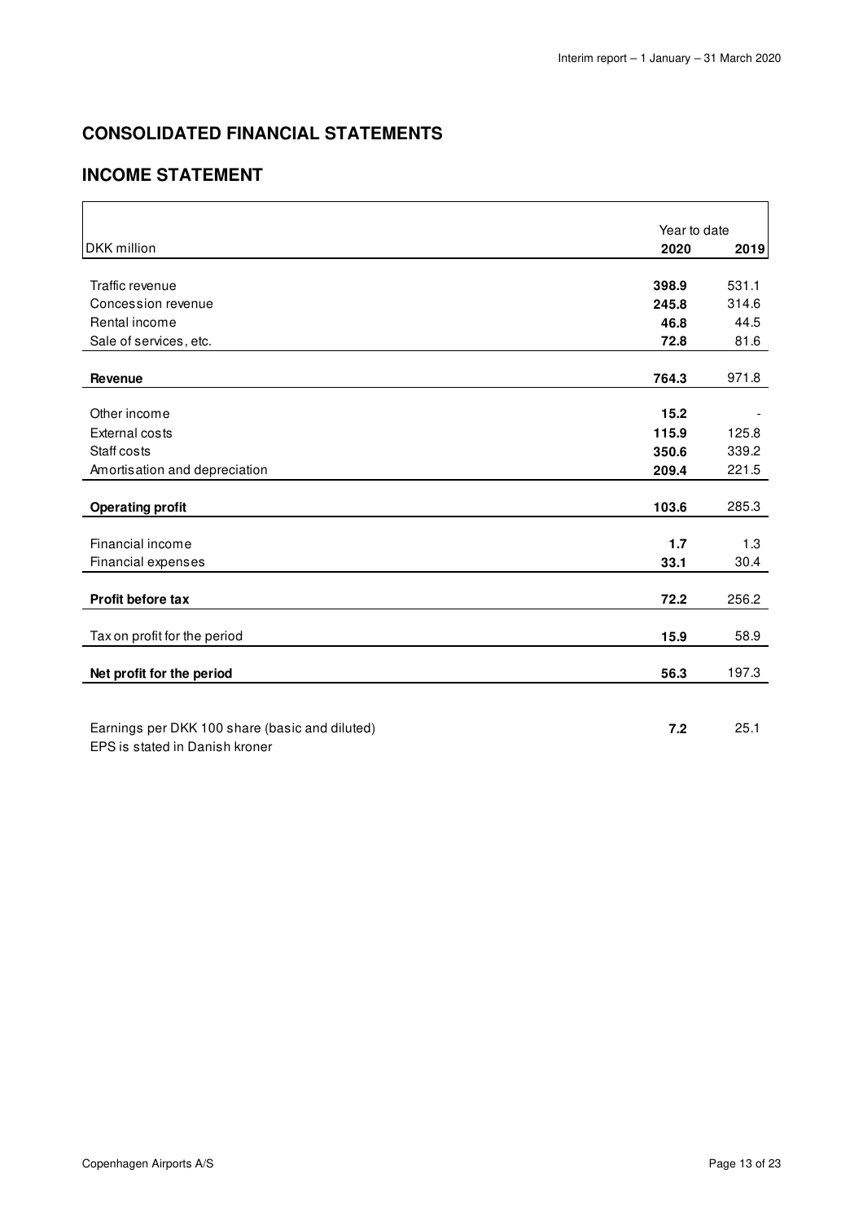## CONSOLIDATED FINANCIAL STATEMENTS

## INCOME STATEMENT

| DKK million | Year to date 2020 | 2019 |
|---|---|---|
| Traffic revenue | **398.9** | 531.1 |
| Concession revenue | **245.8** | 314.6 |
| Rental income | **46.8** | 44.5 |
| Sale of services, etc. | **72.8** | 81.6 |
| **Revenue** | **764.3** | 971.8 |
| Other income | **15.2** | - |
| External costs | **115.9** | 125.8 |
| Staff costs | **350.6** | 339.2 |
| Amortisation and depreciation | **209.4** | 221.5 |
| **Operating profit** | **103.6** | 285.3 |
| Financial income | **1.7** | 1.3 |
| Financial expenses | **33.1** | 30.4 |
| **Profit before tax** | **72.2** | 256.2 |
| Tax on profit for the period | **15.9** | 58.9 |
| **Net profit for the period** | **56.3** | 197.3 |
| Earnings per DKK 100 share (basic and diluted) | **7.2** | 25.1 |

EPS is stated in Danish kroner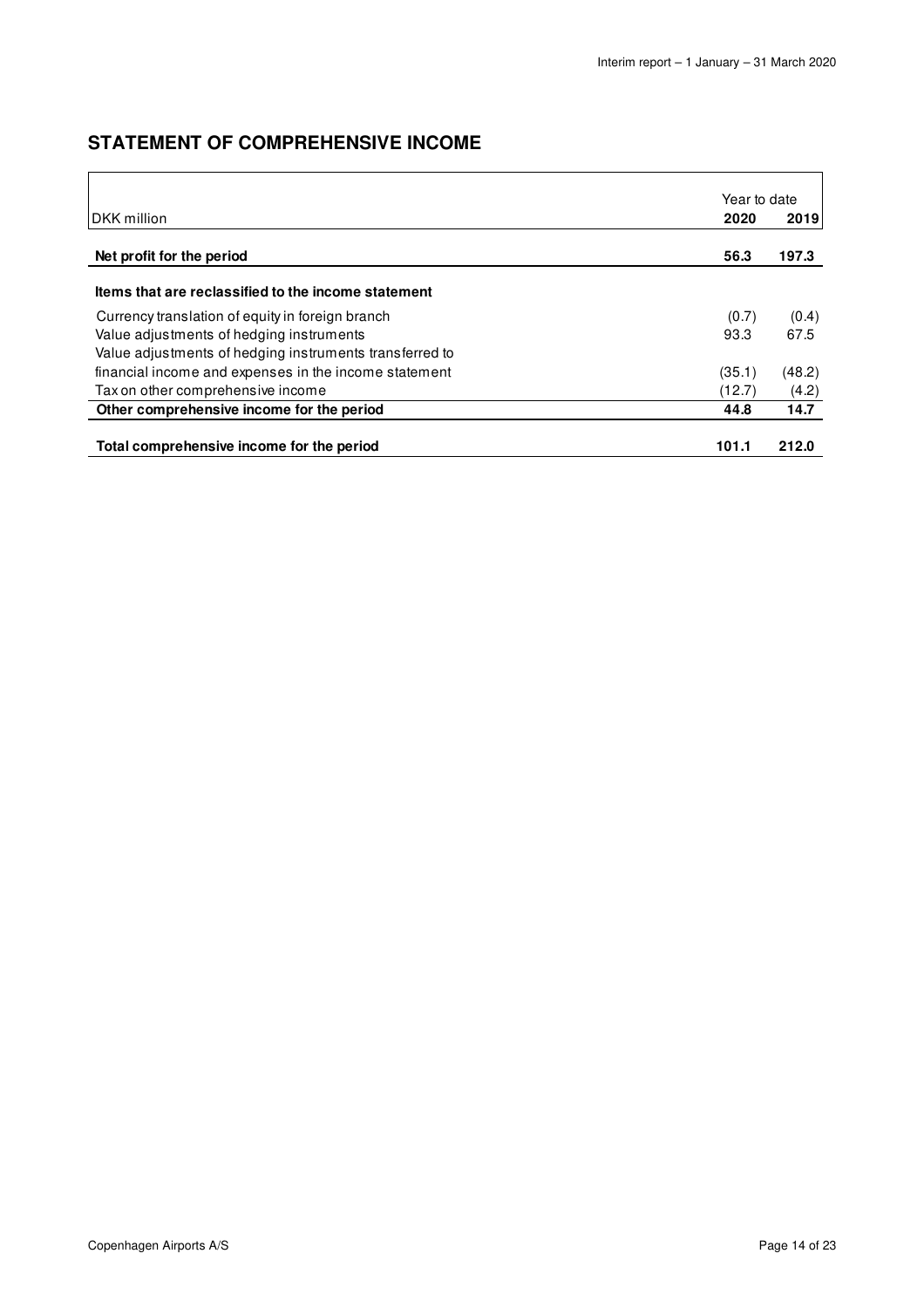## STATEMENT OF COMPREHENSIVE INCOME

| DKK million | Year to date 2020 | 2019 |
|---|---|---|
| **Net profit for the period** | **56.3** | **197.3** |
| **Items that are reclassified to the income statement** | | |
| Currency translation of equity in foreign branch | (0.7) | (0.4) |
| Value adjustments of hedging instruments | 93.3 | 67.5 |
| Value adjustments of hedging instruments transferred to financial income and expenses in the income statement | (35.1) | (48.2) |
| Tax on other comprehensive income | (12.7) | (4.2) |
| **Other comprehensive income for the period** | **44.8** | **14.7** |
| **Total comprehensive income for the period** | **101.1** | **212.0** |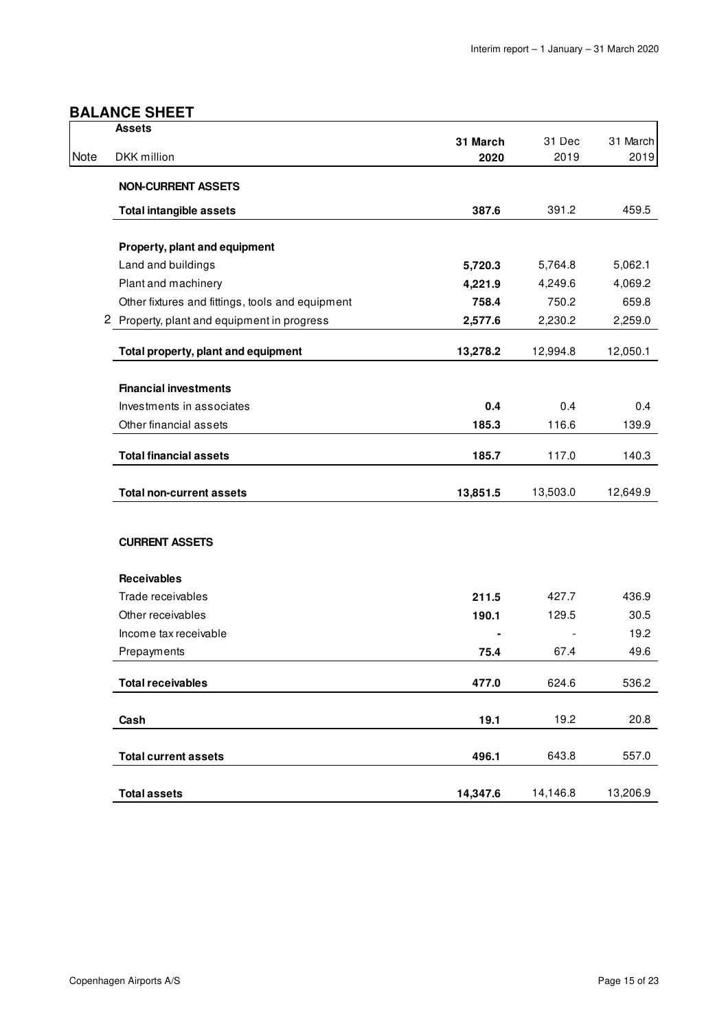## BALANCE SHEET

| Note | Assets<br>DKK million | 31 March 2020 | 31 Dec 2019 | 31 March 2019 |
|---|---|---|---|---|
| | **NON-CURRENT ASSETS** | | | |
| | **Total intangible assets** | **387.6** | 391.2 | 459.5 |
| | **Property, plant and equipment** | | | |
| | Land and buildings | **5,720.3** | 5,764.8 | 5,062.1 |
| | Plant and machinery | **4,221.9** | 4,249.6 | 4,069.2 |
| | Other fixtures and fittings, tools and equipment | **758.4** | 750.2 | 659.8 |
| 2 | Property, plant and equipment in progress | **2,577.6** | 2,230.2 | 2,259.0 |
| | **Total property, plant and equipment** | **13,278.2** | 12,994.8 | 12,050.1 |
| | **Financial investments** | | | |
| | Investments in associates | **0.4** | 0.4 | 0.4 |
| | Other financial assets | **185.3** | 116.6 | 139.9 |
| | **Total financial assets** | **185.7** | 117.0 | 140.3 |
| | **Total non-current assets** | **13,851.5** | 13,503.0 | 12,649.9 |
| | **CURRENT ASSETS** | | | |
| | **Receivables** | | | |
| | Trade receivables | **211.5** | 427.7 | 436.9 |
| | Other receivables | **190.1** | 129.5 | 30.5 |
| | Income tax receivable | **-** | - | 19.2 |
| | Prepayments | **75.4** | 67.4 | 49.6 |
| | **Total receivables** | **477.0** | 624.6 | 536.2 |
| | **Cash** | **19.1** | 19.2 | 20.8 |
| | **Total current assets** | **496.1** | 643.8 | 557.0 |
| | **Total assets** | **14,347.6** | 14,146.8 | 13,206.9 |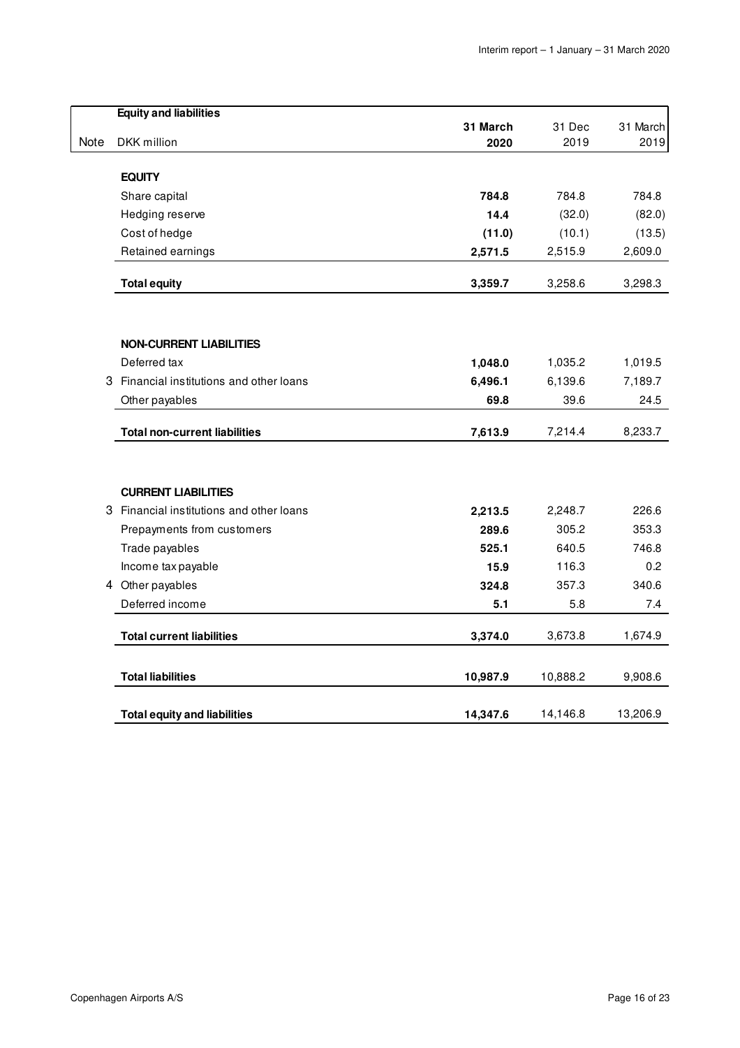| Note | Equity and liabilities<br>DKK million | 31 March 2020 | 31 Dec 2019 | 31 March 2019 |
|---|---|---|---|---|
| | **EQUITY** | | | |
| | Share capital | **784.8** | 784.8 | 784.8 |
| | Hedging reserve | **14.4** | (32.0) | (82.0) |
| | Cost of hedge | **(11.0)** | (10.1) | (13.5) |
| | Retained earnings | **2,571.5** | 2,515.9 | 2,609.0 |
| | **Total equity** | **3,359.7** | 3,258.6 | 3,298.3 |
| | | | | |
| | **NON-CURRENT LIABILITIES** | | | |
| | Deferred tax | **1,048.0** | 1,035.2 | 1,019.5 |
| 3 | Financial institutions and other loans | **6,496.1** | 6,139.6 | 7,189.7 |
| | Other payables | **69.8** | 39.6 | 24.5 |
| | **Total non-current liabilities** | **7,613.9** | 7,214.4 | 8,233.7 |
| | | | | |
| | **CURRENT LIABILITIES** | | | |
| 3 | Financial institutions and other loans | **2,213.5** | 2,248.7 | 226.6 |
| | Prepayments from customers | **289.6** | 305.2 | 353.3 |
| | Trade payables | **525.1** | 640.5 | 746.8 |
| | Income tax payable | **15.9** | 116.3 | 0.2 |
| 4 | Other payables | **324.8** | 357.3 | 340.6 |
| | Deferred income | **5.1** | 5.8 | 7.4 |
| | **Total current liabilities** | **3,374.0** | 3,673.8 | 1,674.9 |
| | | | | |
| | **Total liabilities** | **10,987.9** | 10,888.2 | 9,908.6 |
| | | | | |
| | **Total equity and liabilities** | **14,347.6** | 14,146.8 | 13,206.9 |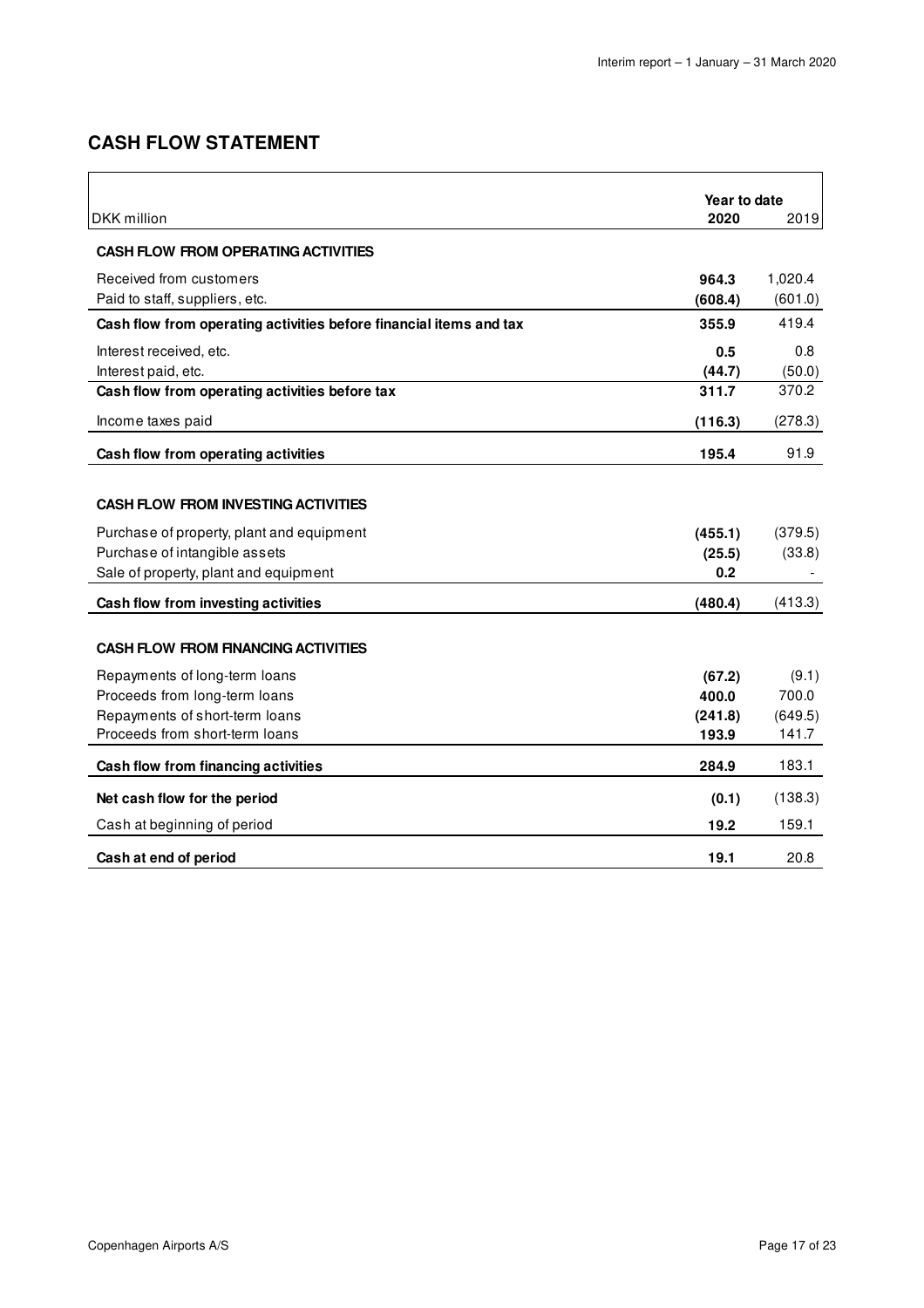## CASH FLOW STATEMENT

| DKK million | Year to date 2020 | 2019 |
|---|---|---|
| **CASH FLOW FROM OPERATING ACTIVITIES** | | |
| Received from customers | **964.3** | 1,020.4 |
| Paid to staff, suppliers, etc. | **(608.4)** | (601.0) |
| **Cash flow from operating activities before financial items and tax** | **355.9** | 419.4 |
| Interest received, etc. | **0.5** | 0.8 |
| Interest paid, etc. | **(44.7)** | (50.0) |
| **Cash flow from operating activities before tax** | **311.7** | 370.2 |
| Income taxes paid | **(116.3)** | (278.3) |
| **Cash flow from operating activities** | **195.4** | 91.9 |
| **CASH FLOW FROM INVESTING ACTIVITIES** | | |
| Purchase of property, plant and equipment | **(455.1)** | (379.5) |
| Purchase of intangible assets | **(25.5)** | (33.8) |
| Sale of property, plant and equipment | **0.2** | - |
| **Cash flow from investing activities** | **(480.4)** | (413.3) |
| **CASH FLOW FROM FINANCING ACTIVITIES** | | |
| Repayments of long-term loans | **(67.2)** | (9.1) |
| Proceeds from long-term loans | **400.0** | 700.0 |
| Repayments of short-term loans | **(241.8)** | (649.5) |
| Proceeds from short-term loans | **193.9** | 141.7 |
| **Cash flow from financing activities** | **284.9** | 183.1 |
| **Net cash flow for the period** | **(0.1)** | (138.3) |
| Cash at beginning of period | **19.2** | 159.1 |
| **Cash at end of period** | **19.1** | 20.8 |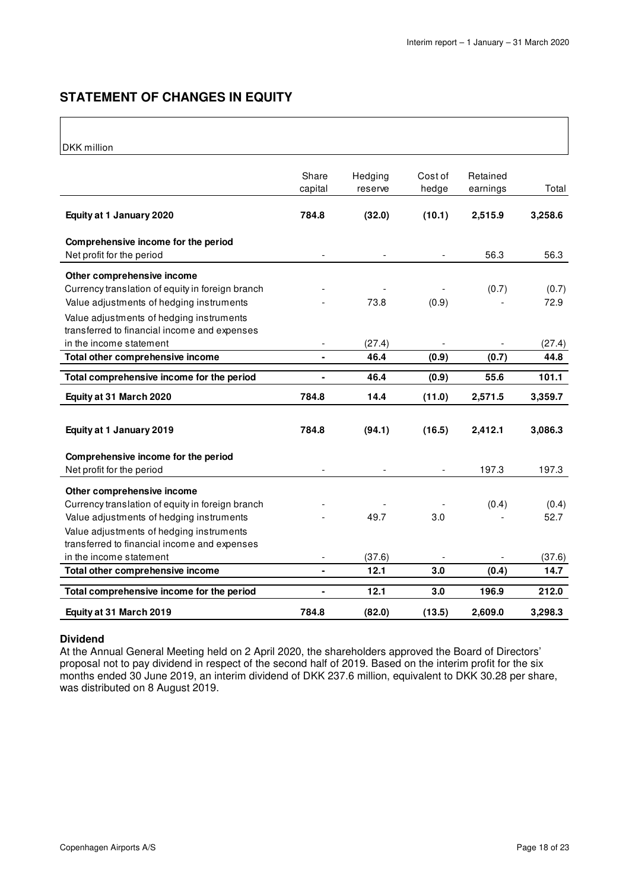## STATEMENT OF CHANGES IN EQUITY

DKK million

| | Share capital | Hedging reserve | Cost of hedge | Retained earnings | Total |
|---|---|---|---|---|---|
| **Equity at 1 January 2020** | **784.8** | **(32.0)** | **(10.1)** | **2,515.9** | **3,258.6** |
| **Comprehensive income for the period** | | | | | |
| Net profit for the period | - | - | - | 56.3 | 56.3 |
| **Other comprehensive income** | | | | | |
| Currency translation of equity in foreign branch | - | - | - | (0.7) | (0.7) |
| Value adjustments of hedging instruments | - | 73.8 | (0.9) | - | 72.9 |
| Value adjustments of hedging instruments transferred to financial income and expenses in the income statement | - | (27.4) | - | - | (27.4) |
| **Total other comprehensive income** | **-** | **46.4** | **(0.9)** | **(0.7)** | **44.8** |
| **Total comprehensive income for the period** | **-** | **46.4** | **(0.9)** | **55.6** | **101.1** |
| **Equity at 31 March 2020** | **784.8** | **14.4** | **(11.0)** | **2,571.5** | **3,359.7** |
| | | | | | |
| **Equity at 1 January 2019** | **784.8** | **(94.1)** | **(16.5)** | **2,412.1** | **3,086.3** |
| **Comprehensive income for the period** | | | | | |
| Net profit for the period | - | - | - | 197.3 | 197.3 |
| **Other comprehensive income** | | | | | |
| Currency translation of equity in foreign branch | - | - | - | (0.4) | (0.4) |
| Value adjustments of hedging instruments | - | 49.7 | 3.0 | - | 52.7 |
| Value adjustments of hedging instruments transferred to financial income and expenses in the income statement | - | (37.6) | - | - | (37.6) |
| **Total other comprehensive income** | **-** | **12.1** | **3.0** | **(0.4)** | **14.7** |
| **Total comprehensive income for the period** | **-** | **12.1** | **3.0** | **196.9** | **212.0** |
| **Equity at 31 March 2019** | **784.8** | **(82.0)** | **(13.5)** | **2,609.0** | **3,298.3** |

**Dividend**

At the Annual General Meeting held on 2 April 2020, the shareholders approved the Board of Directors' proposal not to pay dividend in respect of the second half of 2019. Based on the interim profit for the six months ended 30 June 2019, an interim dividend of DKK 237.6 million, equivalent to DKK 30.28 per share, was distributed on 8 August 2019.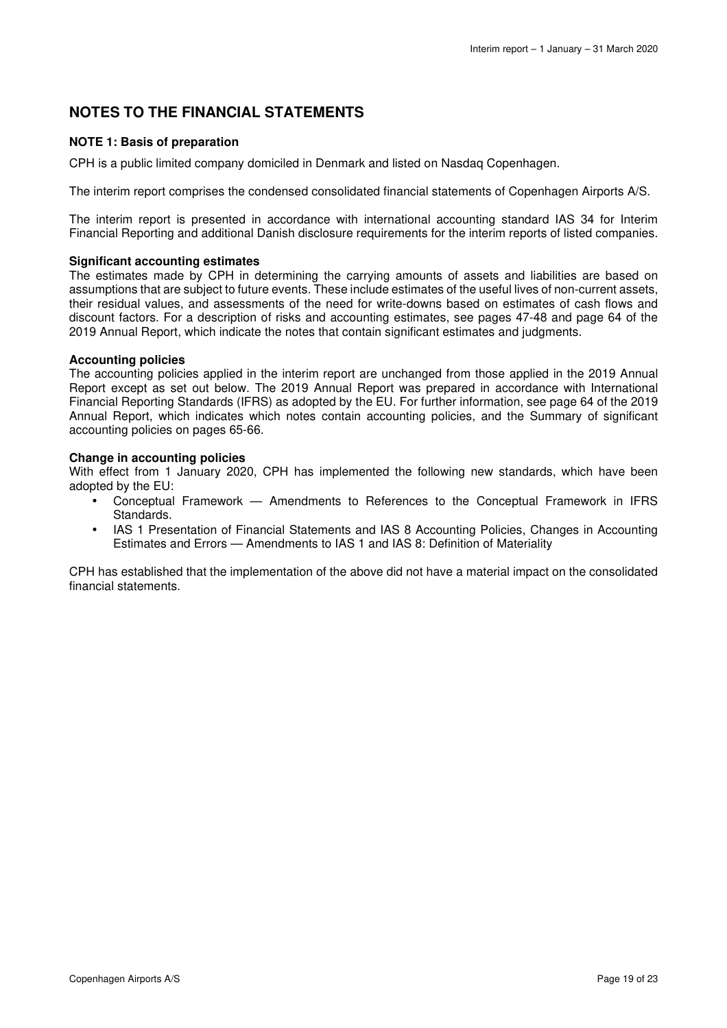# NOTES TO THE FINANCIAL STATEMENTS

## NOTE 1: Basis of preparation

CPH is a public limited company domiciled in Denmark and listed on Nasdaq Copenhagen.

The interim report comprises the condensed consolidated financial statements of Copenhagen Airports A/S.

The interim report is presented in accordance with international accounting standard IAS 34 for Interim Financial Reporting and additional Danish disclosure requirements for the interim reports of listed companies.

### Significant accounting estimates

The estimates made by CPH in determining the carrying amounts of assets and liabilities are based on assumptions that are subject to future events. These include estimates of the useful lives of non-current assets, their residual values, and assessments of the need for write-downs based on estimates of cash flows and discount factors. For a description of risks and accounting estimates, see pages 47-48 and page 64 of the 2019 Annual Report, which indicate the notes that contain significant estimates and judgments.

### Accounting policies

The accounting policies applied in the interim report are unchanged from those applied in the 2019 Annual Report except as set out below. The 2019 Annual Report was prepared in accordance with International Financial Reporting Standards (IFRS) as adopted by the EU. For further information, see page 64 of the 2019 Annual Report, which indicates which notes contain accounting policies, and the Summary of significant accounting policies on pages 65-66.

### Change in accounting policies

With effect from 1 January 2020, CPH has implemented the following new standards, which have been adopted by the EU:

- Conceptual Framework — Amendments to References to the Conceptual Framework in IFRS Standards.
- IAS 1 Presentation of Financial Statements and IAS 8 Accounting Policies, Changes in Accounting Estimates and Errors — Amendments to IAS 1 and IAS 8: Definition of Materiality

CPH has established that the implementation of the above did not have a material impact on the consolidated financial statements.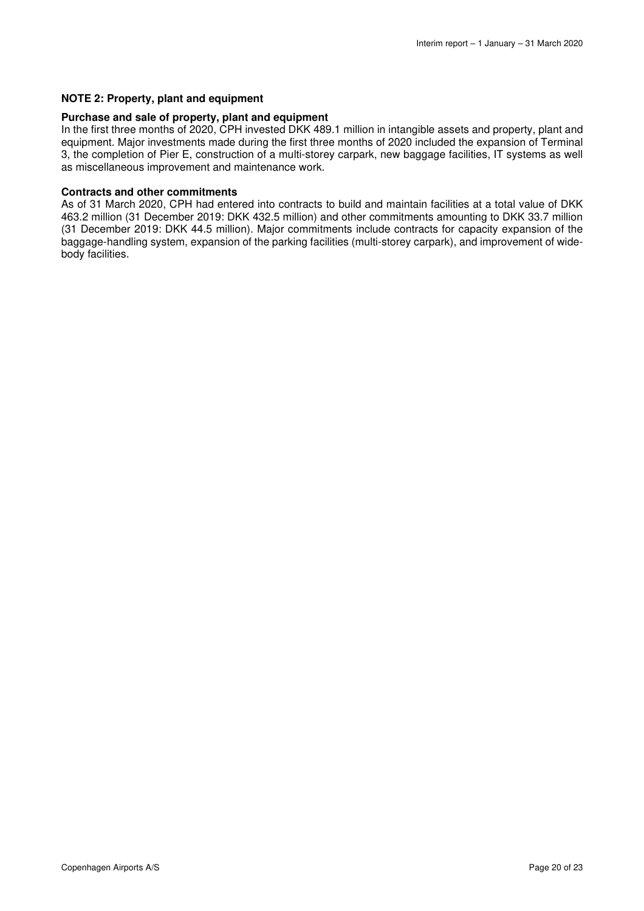## NOTE 2: Property, plant and equipment

### Purchase and sale of property, plant and equipment

In the first three months of 2020, CPH invested DKK 489.1 million in intangible assets and property, plant and equipment. Major investments made during the first three months of 2020 included the expansion of Terminal 3, the completion of Pier E, construction of a multi-storey carpark, new baggage facilities, IT systems as well as miscellaneous improvement and maintenance work.

### Contracts and other commitments

As of 31 March 2020, CPH had entered into contracts to build and maintain facilities at a total value of DKK 463.2 million (31 December 2019: DKK 432.5 million) and other commitments amounting to DKK 33.7 million (31 December 2019: DKK 44.5 million). Major commitments include contracts for capacity expansion of the baggage-handling system, expansion of the parking facilities (multi-storey carpark), and improvement of wide-body facilities.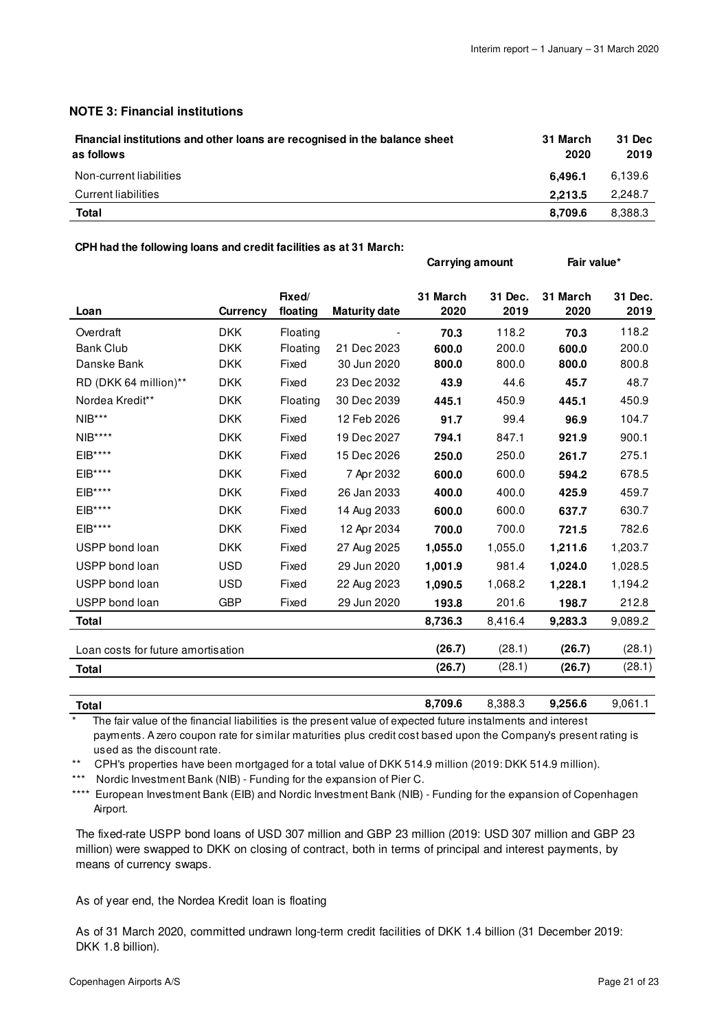### NOTE 3: Financial institutions

| Financial institutions and other loans are recognised in the balance sheet as follows | 31 March 2020 | 31 Dec 2019 |
|---|---|---|
| Non-current liabilities | **6,496.1** | 6,139.6 |
| Current liabilities | **2,213.5** | 2,248.7 |
| **Total** | **8,709.6** | 8,388.3 |

**CPH had the following loans and credit facilities as at 31 March:**

| | | | | Carrying amount | | Fair value* | |
|---|---|---|---|---|---|---|---|
| **Loan** | **Currency** | **Fixed/ floating** | **Maturity date** | **31 March 2020** | **31 Dec. 2019** | **31 March 2020** | **31 Dec. 2019** |
| Overdraft | DKK | Floating | - | **70.3** | 118.2 | **70.3** | 118.2 |
| Bank Club | DKK | Floating | 21 Dec 2023 | **600.0** | 200.0 | **600.0** | 200.0 |
| Danske Bank | DKK | Fixed | 30 Jun 2020 | **800.0** | 800.0 | **800.0** | 800.8 |
| RD (DKK 64 million)** | DKK | Fixed | 23 Dec 2032 | **43.9** | 44.6 | **45.7** | 48.7 |
| Nordea Kredit** | DKK | Floating | 30 Dec 2039 | **445.1** | 450.9 | **445.1** | 450.9 |
| NIB*** | DKK | Fixed | 12 Feb 2026 | **91.7** | 99.4 | **96.9** | 104.7 |
| NIB**** | DKK | Fixed | 19 Dec 2027 | **794.1** | 847.1 | **921.9** | 900.1 |
| EIB**** | DKK | Fixed | 15 Dec 2026 | **250.0** | 250.0 | **261.7** | 275.1 |
| EIB**** | DKK | Fixed | 7 Apr 2032 | **600.0** | 600.0 | **594.2** | 678.5 |
| EIB**** | DKK | Fixed | 26 Jan 2033 | **400.0** | 400.0 | **425.9** | 459.7 |
| EIB**** | DKK | Fixed | 14 Aug 2033 | **600.0** | 600.0 | **637.7** | 630.7 |
| EIB**** | DKK | Fixed | 12 Apr 2034 | **700.0** | 700.0 | **721.5** | 782.6 |
| USPP bond loan | DKK | Fixed | 27 Aug 2025 | **1,055.0** | 1,055.0 | **1,211.6** | 1,203.7 |
| USPP bond loan | USD | Fixed | 29 Jun 2020 | **1,001.9** | 981.4 | **1,024.0** | 1,028.5 |
| USPP bond loan | USD | Fixed | 22 Aug 2023 | **1,090.5** | 1,068.2 | **1,228.1** | 1,194.2 |
| USPP bond loan | GBP | Fixed | 29 Jun 2020 | **193.8** | 201.6 | **198.7** | 212.8 |
| **Total** | | | | **8,736.3** | 8,416.4 | **9,283.3** | 9,089.2 |
| Loan costs for future amortisation | | | | **(26.7)** | (28.1) | **(26.7)** | (28.1) |
| **Total** | | | | **(26.7)** | (28.1) | **(26.7)** | (28.1) |
| **Total** | | | | **8,709.6** | 8,388.3 | **9,256.6** | 9,061.1 |

\* The fair value of the financial liabilities is the present value of expected future instalments and interest payments. A zero coupon rate for similar maturities plus credit cost based upon the Company's present rating is used as the discount rate.

** CPH's properties have been mortgaged for a total value of DKK 514.9 million (2019: DKK 514.9 million).

*** Nordic Investment Bank (NIB) - Funding for the expansion of Pier C.

**** European Investment Bank (EIB) and Nordic Investment Bank (NIB) - Funding for the expansion of Copenhagen Airport.

The fixed-rate USPP bond loans of USD 307 million and GBP 23 million (2019: USD 307 million and GBP 23 million) were swapped to DKK on closing of contract, both in terms of principal and interest payments, by means of currency swaps.

As of year end, the Nordea Kredit loan is floating

As of 31 March 2020, committed undrawn long-term credit facilities of DKK 1.4 billion (31 December 2019: DKK 1.8 billion).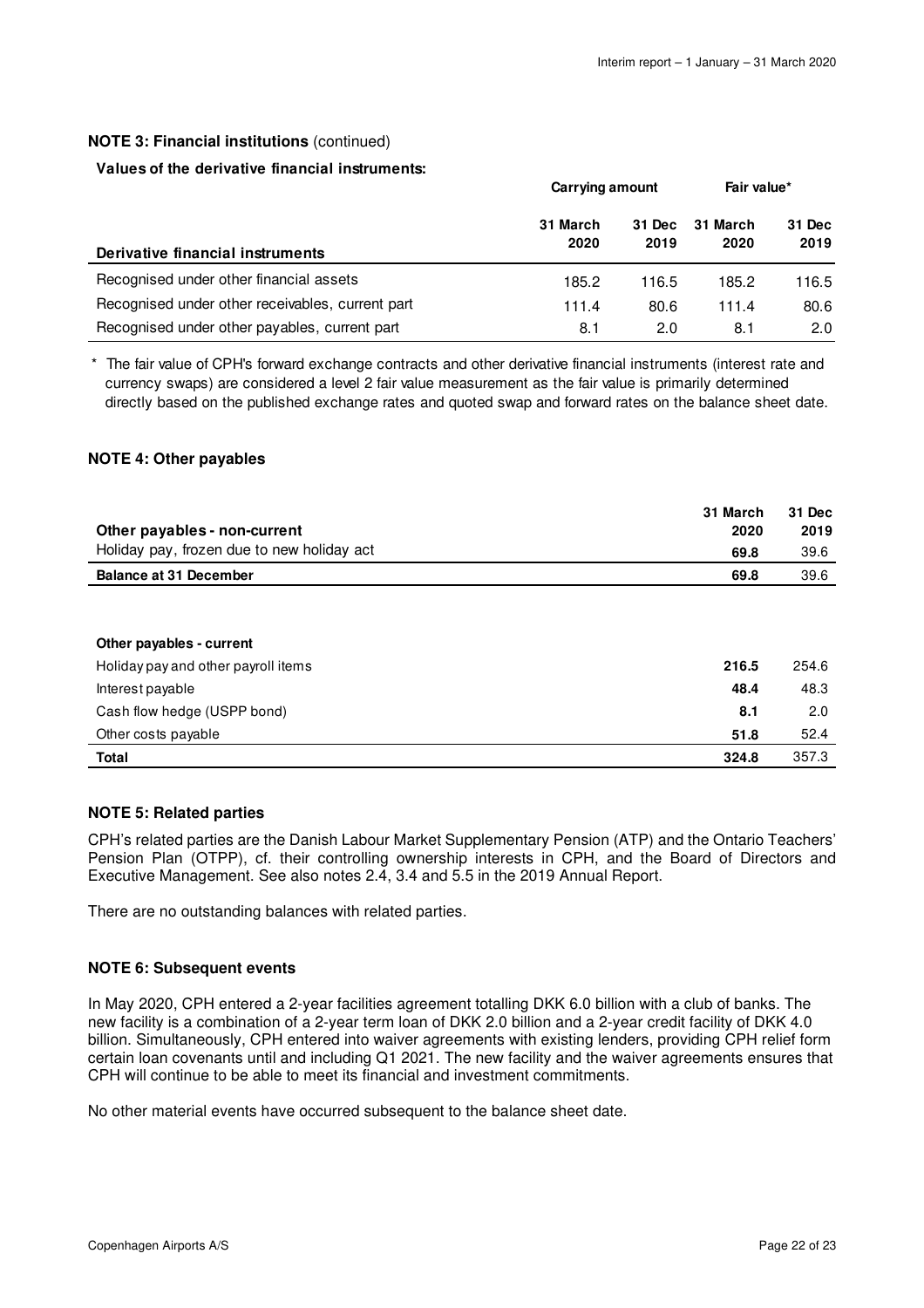**NOTE 3: Financial institutions** (continued)

**Values of the derivative financial instruments:**

| Derivative financial instruments | Carrying amount | | Fair value* | |
|---|---|---|---|---|
| | 31 March 2020 | 31 Dec 2019 | 31 March 2020 | 31 Dec 2019 |
| Recognised under other financial assets | 185.2 | 116.5 | 185.2 | 116.5 |
| Recognised under other receivables, current part | 111.4 | 80.6 | 111.4 | 80.6 |
| Recognised under other payables, current part | 8.1 | 2.0 | 8.1 | 2.0 |

\* The fair value of CPH's forward exchange contracts and other derivative financial instruments (interest rate and currency swaps) are considered a level 2 fair value measurement as the fair value is primarily determined directly based on the published exchange rates and quoted swap and forward rates on the balance sheet date.

**NOTE 4: Other payables**

| Other payables - non-current | 31 March 2020 | 31 Dec 2019 |
|---|---|---|
| Holiday pay, frozen due to new holiday act | **69.8** | 39.6 |
| **Balance at 31 December** | **69.8** | 39.6 |

| Other payables - current | 31 March 2020 | 31 Dec 2019 |
|---|---|---|
| Holiday pay and other payroll items | **216.5** | 254.6 |
| Interest payable | **48.4** | 48.3 |
| Cash flow hedge (USPP bond) | **8.1** | 2.0 |
| Other costs payable | **51.8** | 52.4 |
| **Total** | **324.8** | 357.3 |

**NOTE 5: Related parties**

CPH's related parties are the Danish Labour Market Supplementary Pension (ATP) and the Ontario Teachers' Pension Plan (OTPP), cf. their controlling ownership interests in CPH, and the Board of Directors and Executive Management. See also notes 2.4, 3.4 and 5.5 in the 2019 Annual Report.

There are no outstanding balances with related parties.

**NOTE 6: Subsequent events**

In May 2020, CPH entered a 2-year facilities agreement totalling DKK 6.0 billion with a club of banks. The new facility is a combination of a 2-year term loan of DKK 2.0 billion and a 2-year credit facility of DKK 4.0 billion. Simultaneously, CPH entered into waiver agreements with existing lenders, providing CPH relief form certain loan covenants until and including Q1 2021. The new facility and the waiver agreements ensures that CPH will continue to be able to meet its financial and investment commitments.

No other material events have occurred subsequent to the balance sheet date.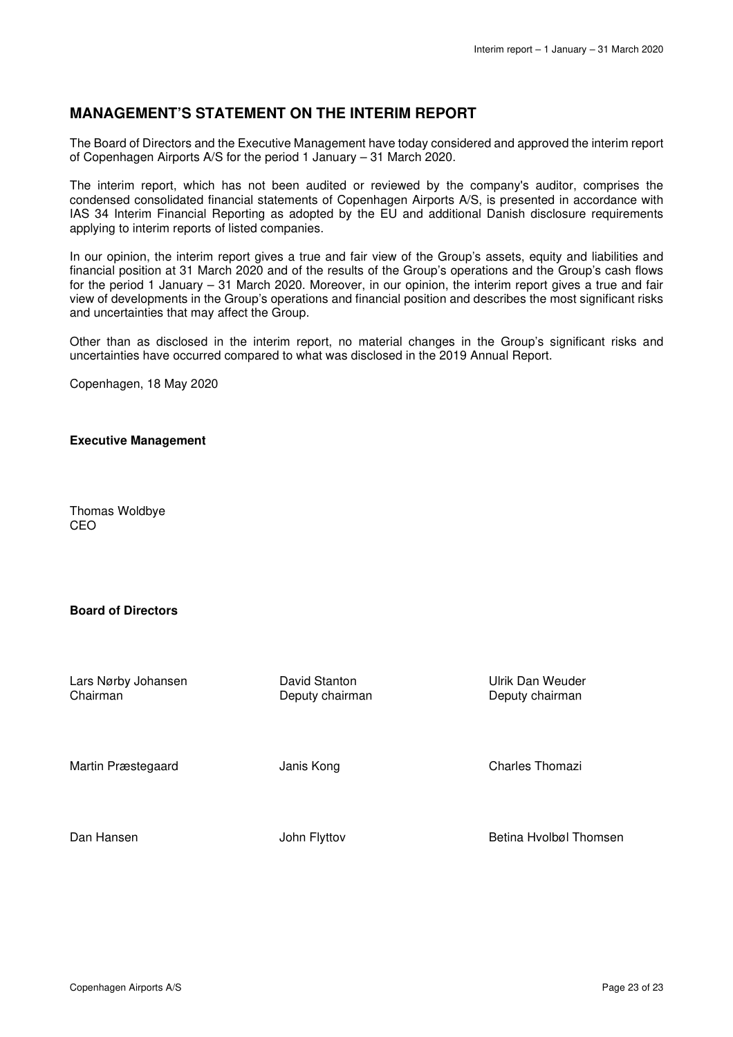## MANAGEMENT'S STATEMENT ON THE INTERIM REPORT

The Board of Directors and the Executive Management have today considered and approved the interim report of Copenhagen Airports A/S for the period 1 January – 31 March 2020.

The interim report, which has not been audited or reviewed by the company's auditor, comprises the condensed consolidated financial statements of Copenhagen Airports A/S, is presented in accordance with IAS 34 Interim Financial Reporting as adopted by the EU and additional Danish disclosure requirements applying to interim reports of listed companies.

In our opinion, the interim report gives a true and fair view of the Group's assets, equity and liabilities and financial position at 31 March 2020 and of the results of the Group's operations and the Group's cash flows for the period 1 January – 31 March 2020. Moreover, in our opinion, the interim report gives a true and fair view of developments in the Group's operations and financial position and describes the most significant risks and uncertainties that may affect the Group.

Other than as disclosed in the interim report, no material changes in the Group's significant risks and uncertainties have occurred compared to what was disclosed in the 2019 Annual Report.

Copenhagen, 18 May 2020

**Executive Management**

Thomas Woldbye
CEO

**Board of Directors**

| | | |
|---|---|---|
| Lars Nørby Johansen<br>Chairman | David Stanton<br>Deputy chairman | Ulrik Dan Weuder<br>Deputy chairman |
| Martin Præstegaard | Janis Kong | Charles Thomazi |
| Dan Hansen | John Flyttov | Betina Hvolbøl Thomsen |